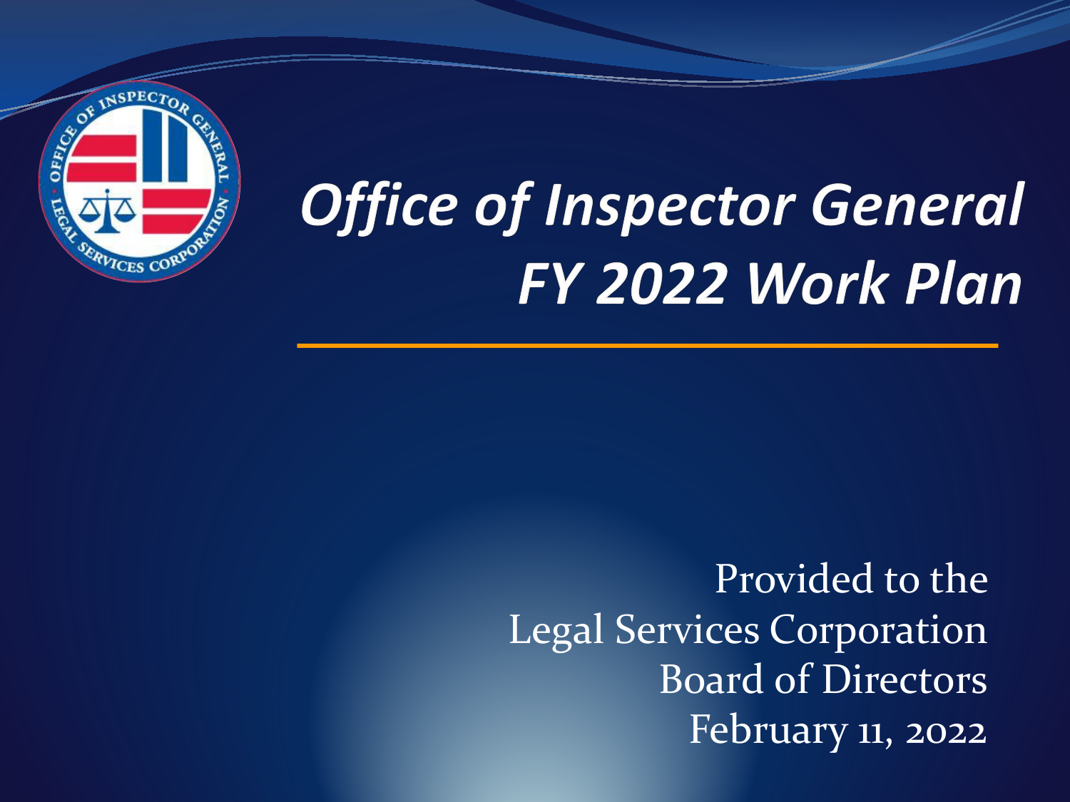# *Office of Inspector General FY 2022 Work Plan*

Provided to the
Legal Services Corporation
Board of Directors
February 11, 2022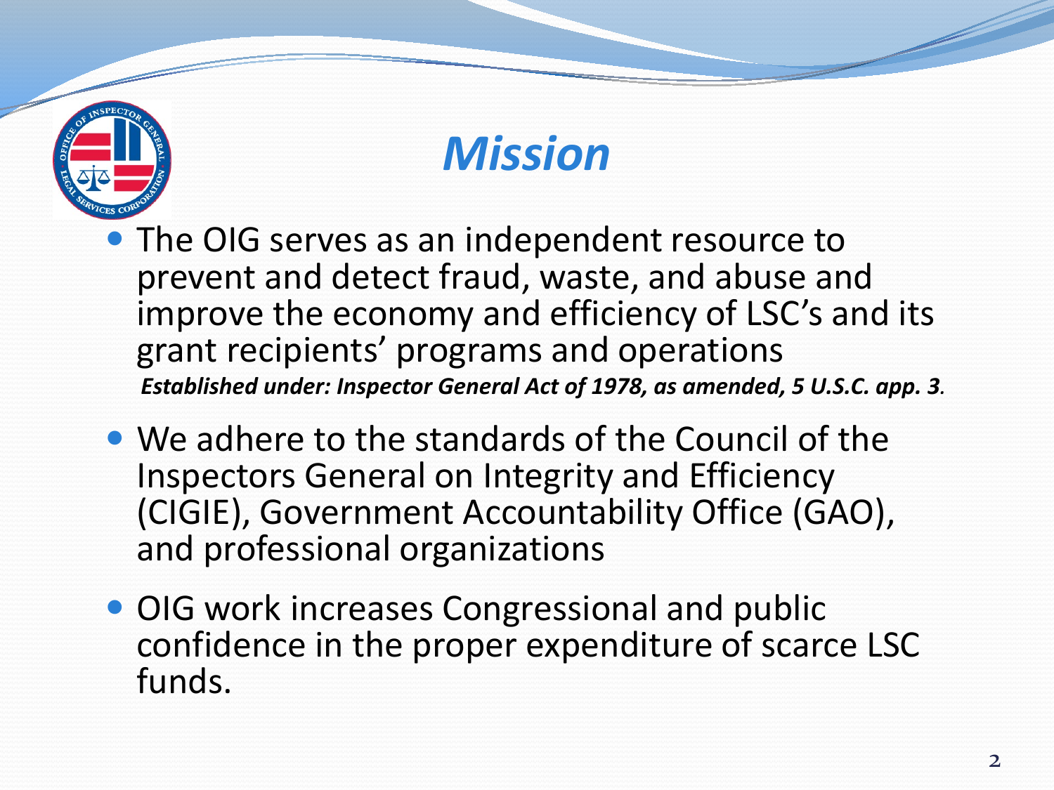# *Mission*

- The OIG serves as an independent resource to prevent and detect fraud, waste, and abuse and improve the economy and efficiency of LSC's and its grant recipients' programs and operations
  ***Established under: Inspector General Act of 1978, as amended, 5 U.S.C. app. 3***.
- We adhere to the standards of the Council of the Inspectors General on Integrity and Efficiency (CIGIE), Government Accountability Office (GAO), and professional organizations
- OIG work increases Congressional and public confidence in the proper expenditure of scarce LSC funds.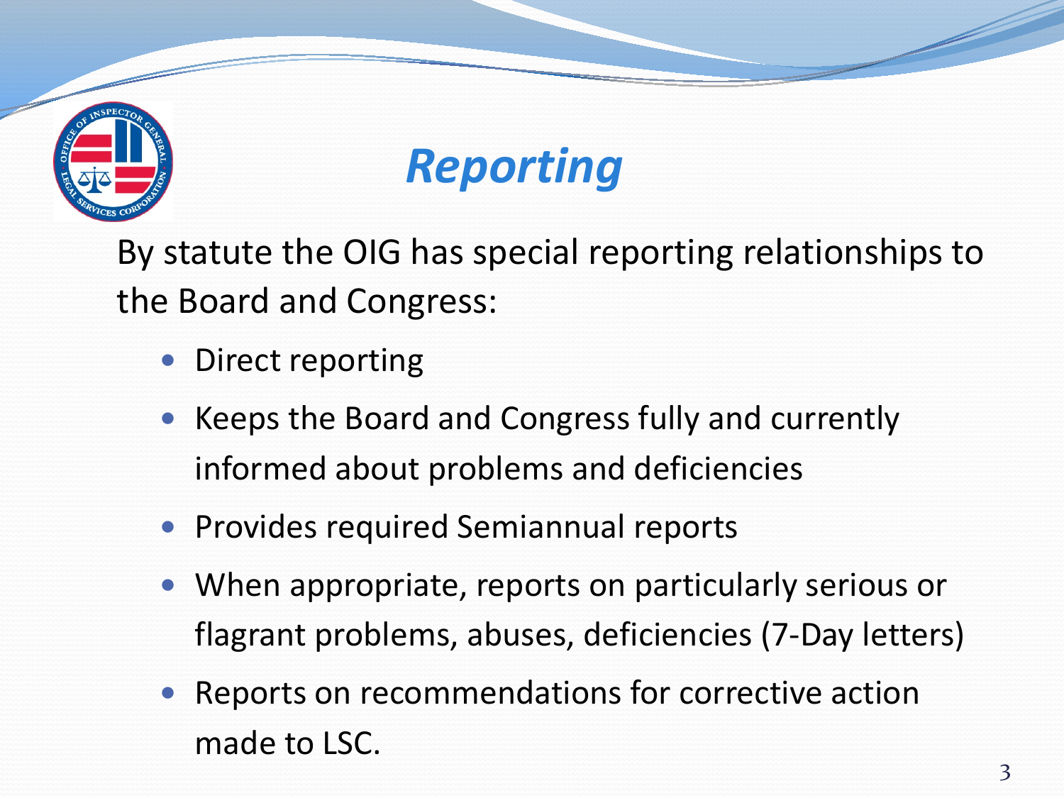# *Reporting*

By statute the OIG has special reporting relationships to the Board and Congress:

- Direct reporting
- Keeps the Board and Congress fully and currently informed about problems and deficiencies
- Provides required Semiannual reports
- When appropriate, reports on particularly serious or flagrant problems, abuses, deficiencies (7-Day letters)
- Reports on recommendations for corrective action made to LSC.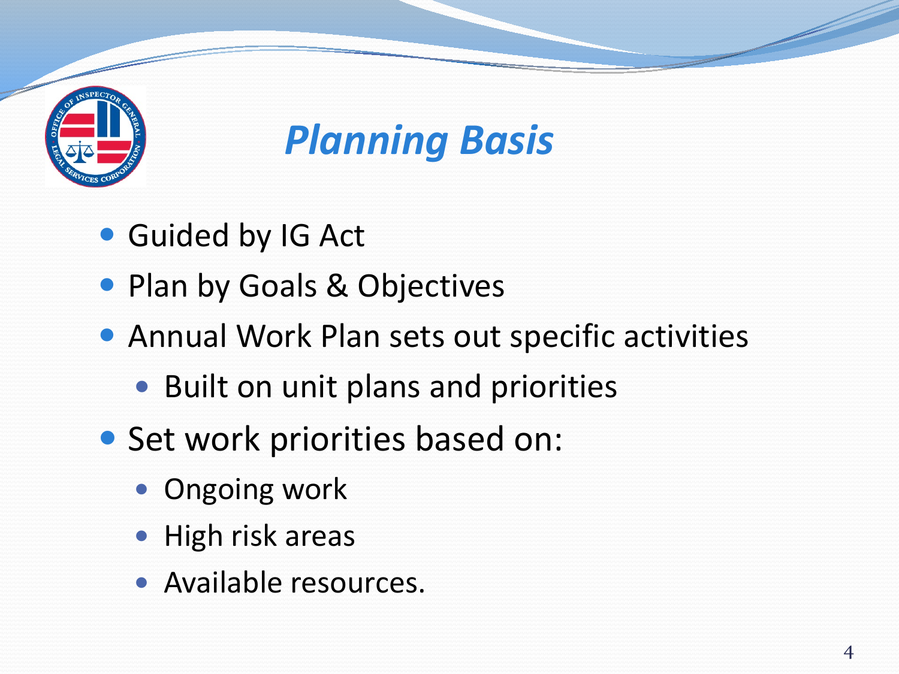# *Planning Basis*

- Guided by IG Act
- Plan by Goals & Objectives
- Annual Work Plan sets out specific activities
  - Built on unit plans and priorities
- Set work priorities based on:
  - Ongoing work
  - High risk areas
  - Available resources.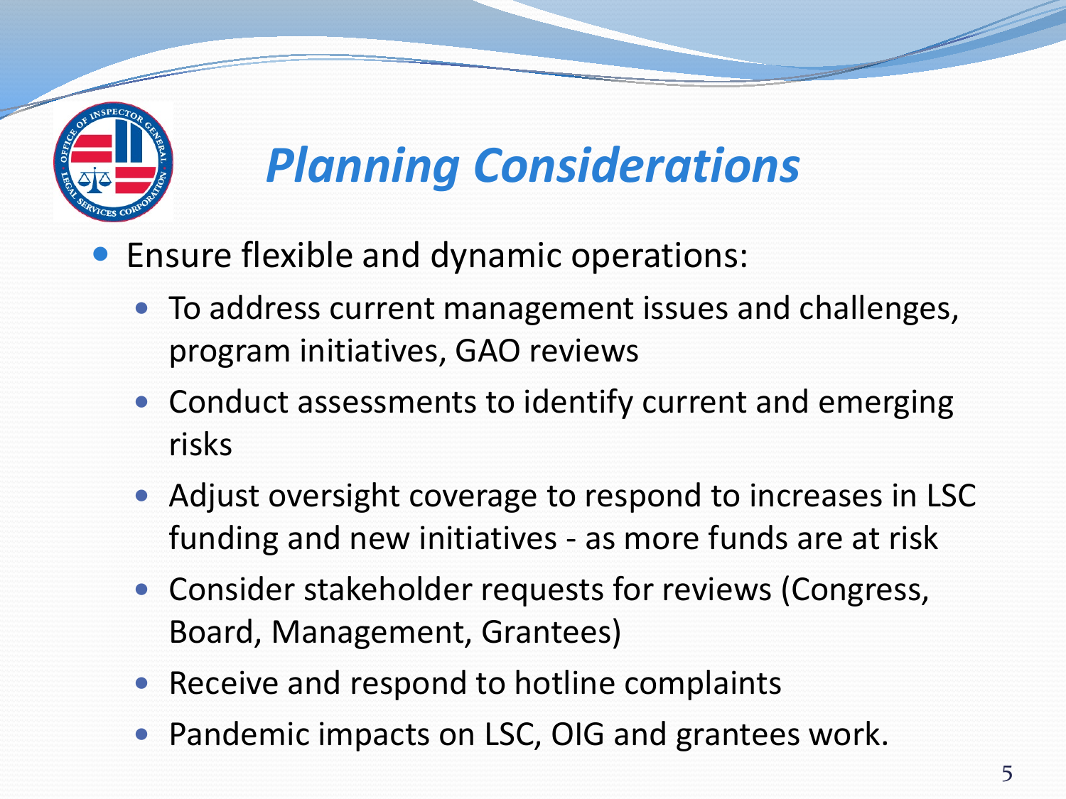# Planning Considerations

- Ensure flexible and dynamic operations:
  - To address current management issues and challenges, program initiatives, GAO reviews
  - Conduct assessments to identify current and emerging risks
  - Adjust oversight coverage to respond to increases in LSC funding and new initiatives - as more funds are at risk
  - Consider stakeholder requests for reviews (Congress, Board, Management, Grantees)
  - Receive and respond to hotline complaints
  - Pandemic impacts on LSC, OIG and grantees work.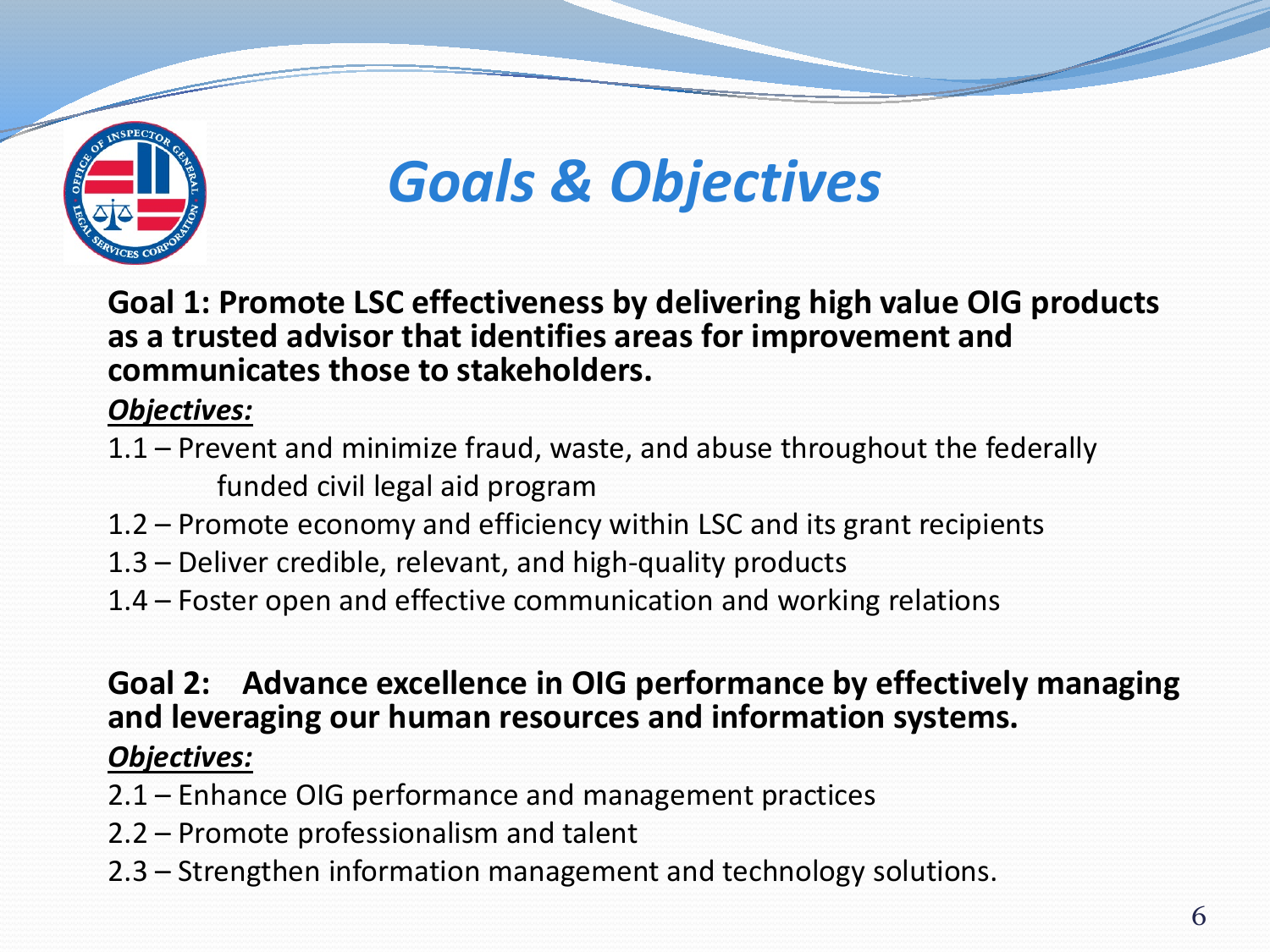# Goals & Objectives

**Goal 1: Promote LSC effectiveness by delivering high value OIG products as a trusted advisor that identifies areas for improvement and communicates those to stakeholders.**

***Objectives:***

- 1.1 – Prevent and minimize fraud, waste, and abuse throughout the federally funded civil legal aid program
- 1.2 – Promote economy and efficiency within LSC and its grant recipients
- 1.3 – Deliver credible, relevant, and high-quality products
- 1.4 – Foster open and effective communication and working relations

**Goal 2: Advance excellence in OIG performance by effectively managing and leveraging our human resources and information systems.**

***Objectives:***

- 2.1 – Enhance OIG performance and management practices
- 2.2 – Promote professionalism and talent
- 2.3 – Strengthen information management and technology solutions.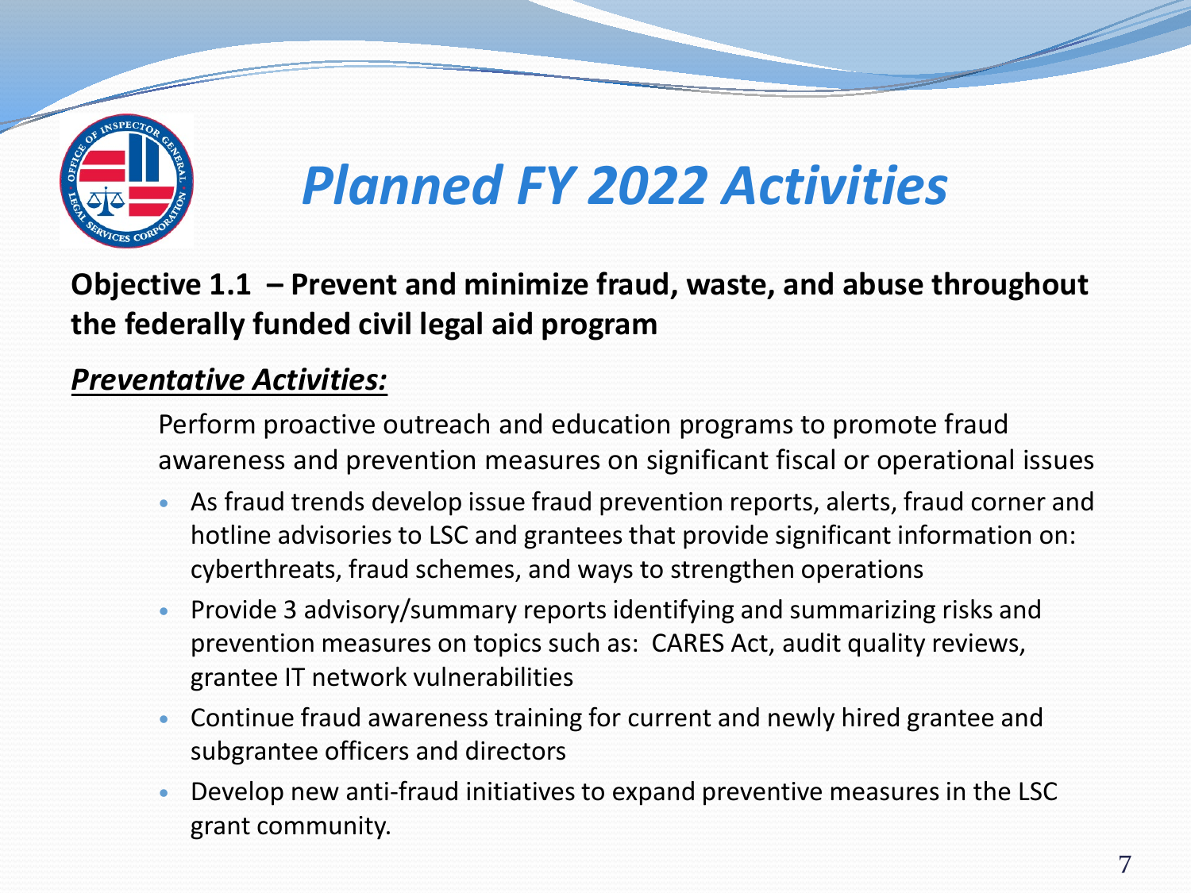# *Planned FY 2022 Activities*

**Objective 1.1 – Prevent and minimize fraud, waste, and abuse throughout the federally funded civil legal aid program**

***Preventative Activities:***

Perform proactive outreach and education programs to promote fraud awareness and prevention measures on significant fiscal or operational issues

- As fraud trends develop issue fraud prevention reports, alerts, fraud corner and hotline advisories to LSC and grantees that provide significant information on: cyberthreats, fraud schemes, and ways to strengthen operations
- Provide 3 advisory/summary reports identifying and summarizing risks and prevention measures on topics such as: CARES Act, audit quality reviews, grantee IT network vulnerabilities
- Continue fraud awareness training for current and newly hired grantee and subgrantee officers and directors
- Develop new anti-fraud initiatives to expand preventive measures in the LSC grant community.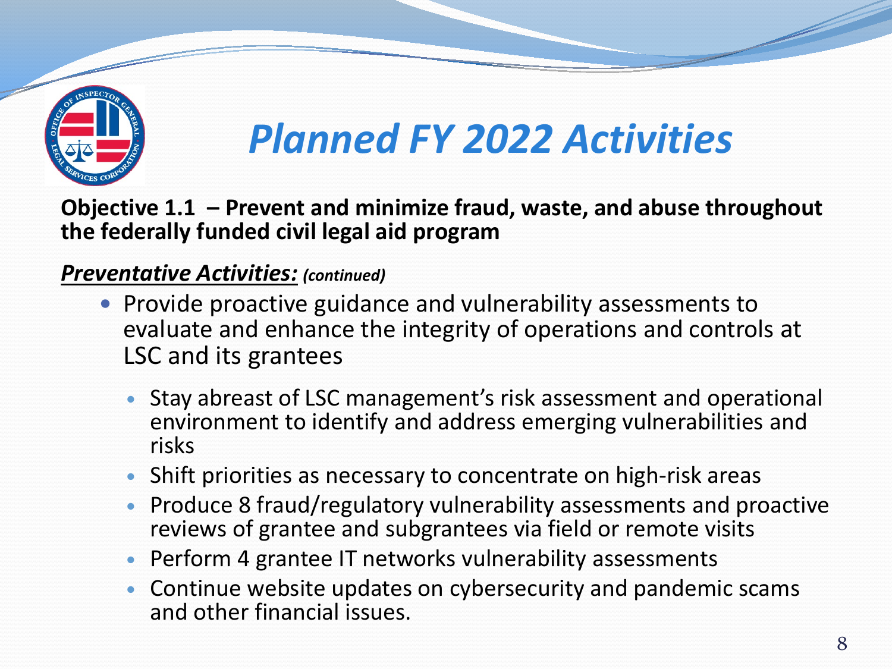# *Planned FY 2022 Activities*

**Objective 1.1 – Prevent and minimize fraud, waste, and abuse throughout the federally funded civil legal aid program**

***Preventative Activities:*** ***(continued)***

- Provide proactive guidance and vulnerability assessments to evaluate and enhance the integrity of operations and controls at LSC and its grantees
  - Stay abreast of LSC management's risk assessment and operational environment to identify and address emerging vulnerabilities and risks
  - Shift priorities as necessary to concentrate on high-risk areas
  - Produce 8 fraud/regulatory vulnerability assessments and proactive reviews of grantee and subgrantees via field or remote visits
  - Perform 4 grantee IT networks vulnerability assessments
  - Continue website updates on cybersecurity and pandemic scams and other financial issues.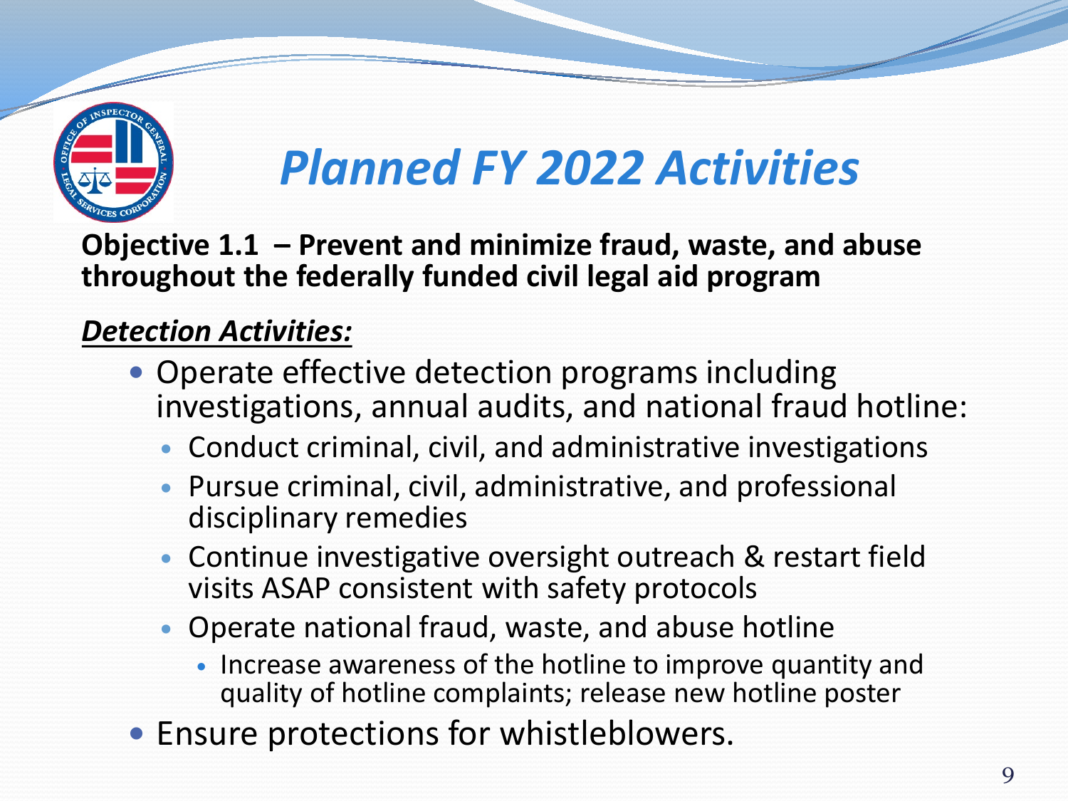# *Planned FY 2022 Activities*

**Objective 1.1 – Prevent and minimize fraud, waste, and abuse throughout the federally funded civil legal aid program**

***Detection Activities:***

- Operate effective detection programs including investigations, annual audits, and national fraud hotline:
  - Conduct criminal, civil, and administrative investigations
  - Pursue criminal, civil, administrative, and professional disciplinary remedies
  - Continue investigative oversight outreach & restart field visits ASAP consistent with safety protocols
  - Operate national fraud, waste, and abuse hotline
    - Increase awareness of the hotline to improve quantity and quality of hotline complaints; release new hotline poster
- Ensure protections for whistleblowers.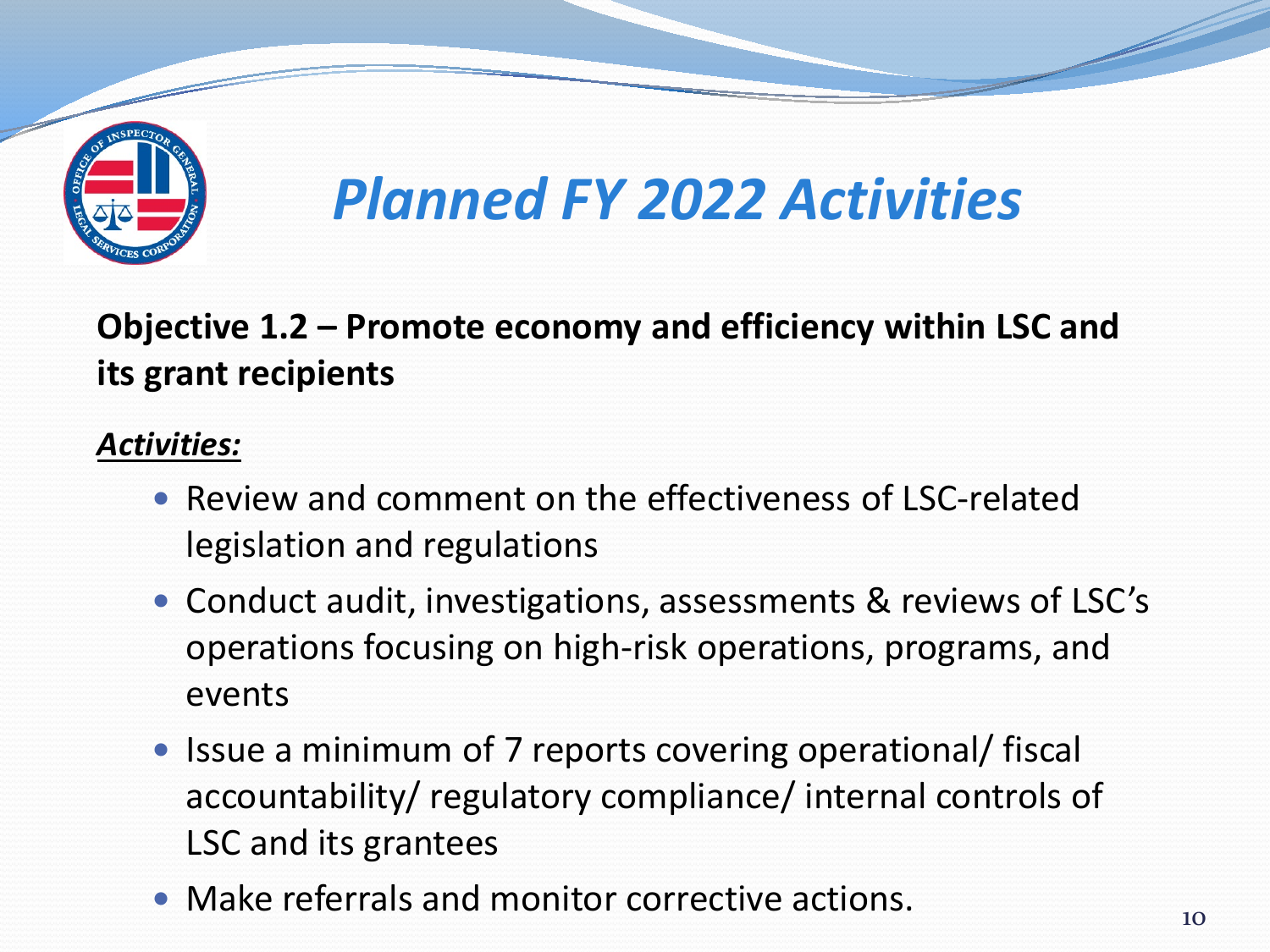# *Planned FY 2022 Activities*

**Objective 1.2 – Promote economy and efficiency within LSC and its grant recipients**

***Activities:***

- Review and comment on the effectiveness of LSC-related legislation and regulations
- Conduct audit, investigations, assessments & reviews of LSC's operations focusing on high-risk operations, programs, and events
- Issue a minimum of 7 reports covering operational/ fiscal accountability/ regulatory compliance/ internal controls of LSC and its grantees
- Make referrals and monitor corrective actions.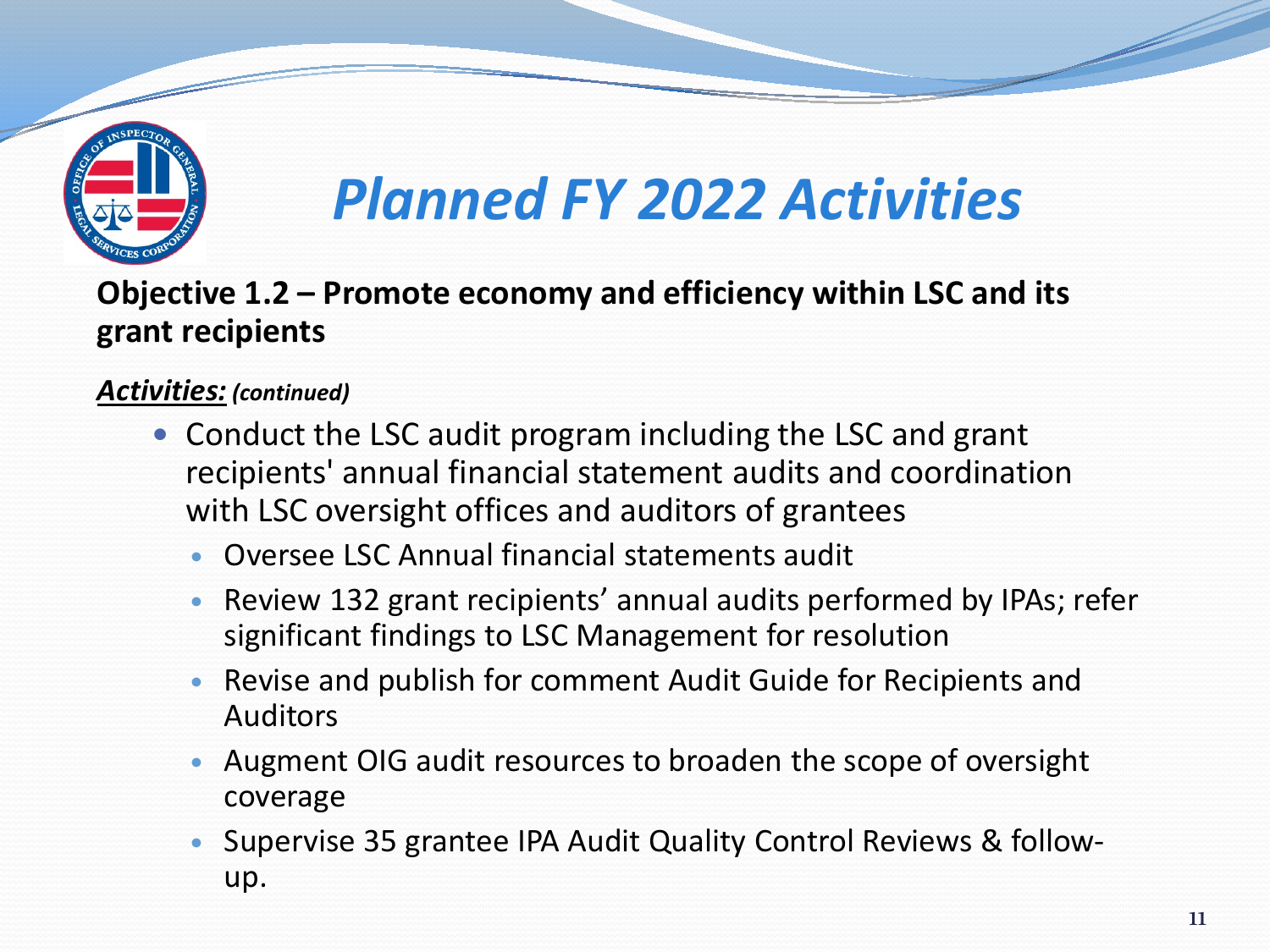# Planned FY 2022 Activities

**Objective 1.2 – Promote economy and efficiency within LSC and its grant recipients**

***Activities:*** ***(continued)***

- Conduct the LSC audit program including the LSC and grant recipients' annual financial statement audits and coordination with LSC oversight offices and auditors of grantees
  - Oversee LSC Annual financial statements audit
  - Review 132 grant recipients' annual audits performed by IPAs; refer significant findings to LSC Management for resolution
  - Revise and publish for comment Audit Guide for Recipients and Auditors
  - Augment OIG audit resources to broaden the scope of oversight coverage
  - Supervise 35 grantee IPA Audit Quality Control Reviews & follow-up.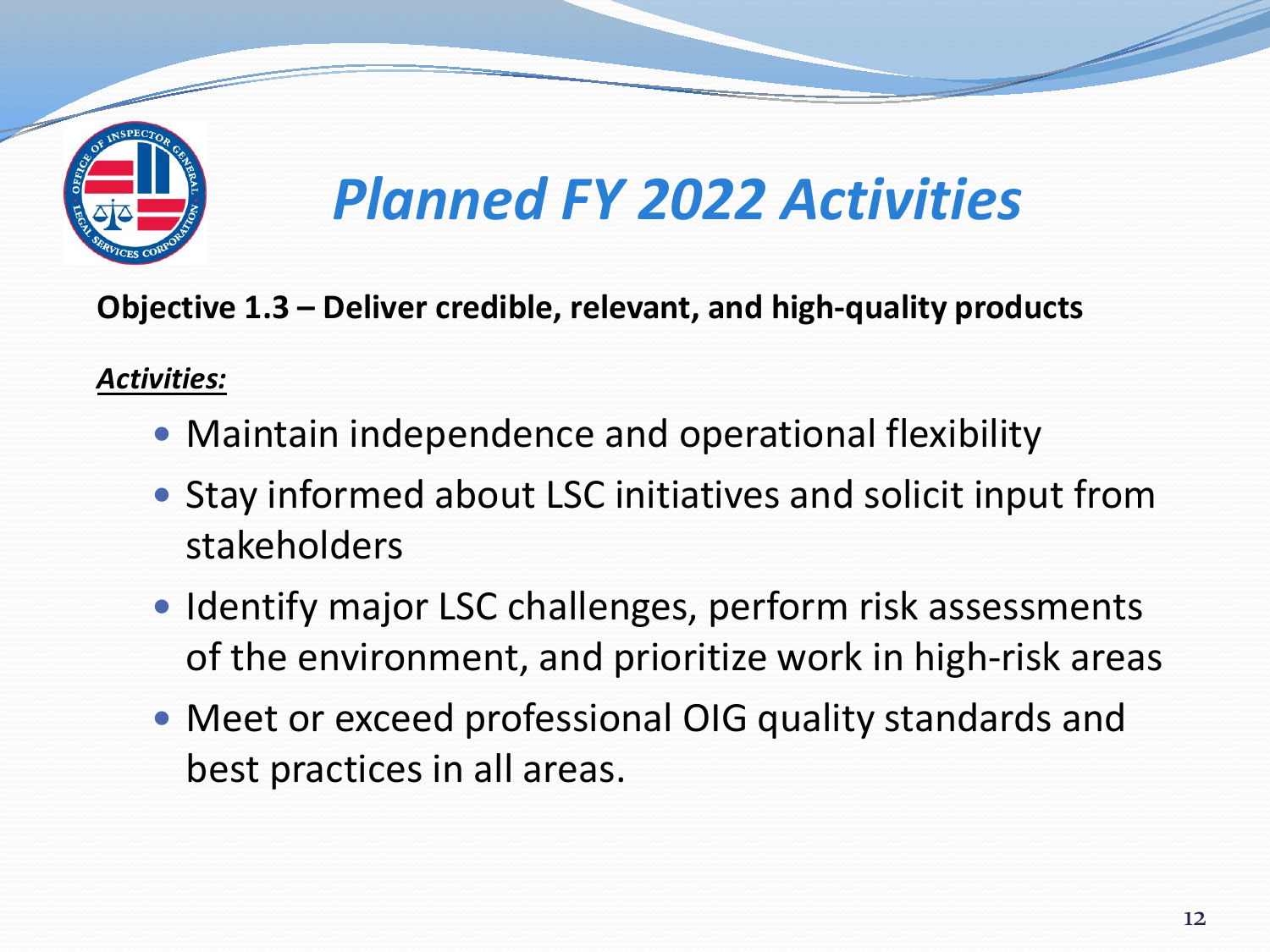# *Planned FY 2022 Activities*

**Objective 1.3 – Deliver credible, relevant, and high-quality products**

***Activities:***

- Maintain independence and operational flexibility
- Stay informed about LSC initiatives and solicit input from stakeholders
- Identify major LSC challenges, perform risk assessments of the environment, and prioritize work in high-risk areas
- Meet or exceed professional OIG quality standards and best practices in all areas.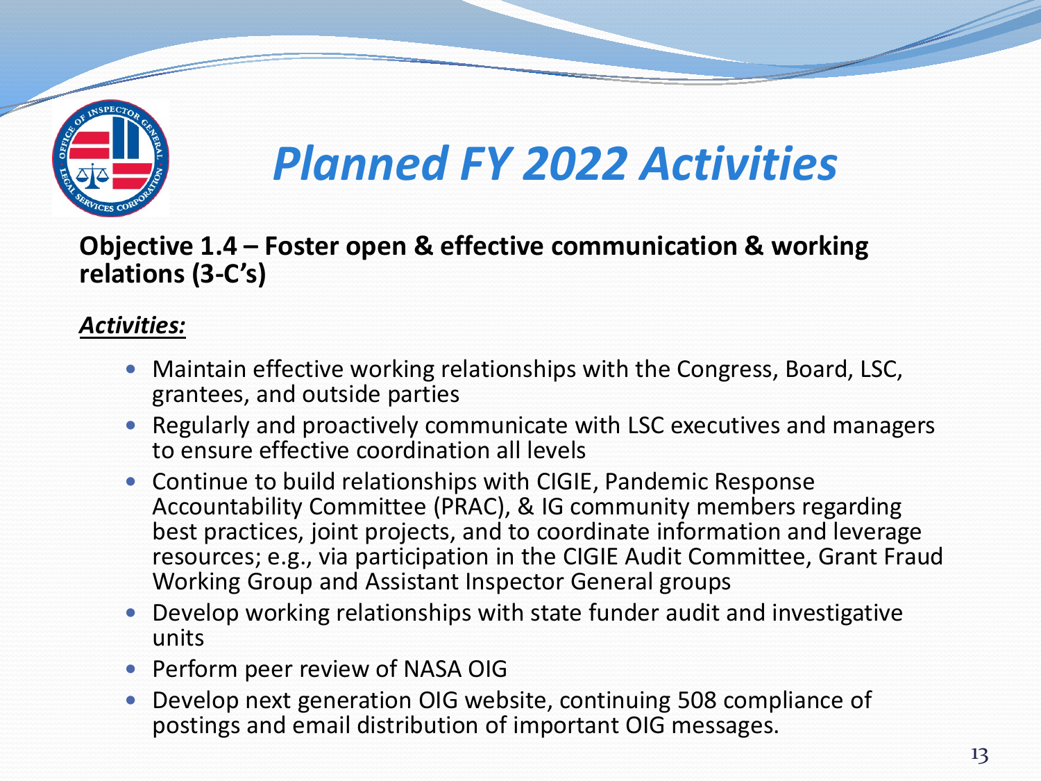# *Planned FY 2022 Activities*

**Objective 1.4 – Foster open & effective communication & working relations (3-C's)**

***Activities:***

- Maintain effective working relationships with the Congress, Board, LSC, grantees, and outside parties
- Regularly and proactively communicate with LSC executives and managers to ensure effective coordination all levels
- Continue to build relationships with CIGIE, Pandemic Response Accountability Committee (PRAC), & IG community members regarding best practices, joint projects, and to coordinate information and leverage resources; e.g., via participation in the CIGIE Audit Committee, Grant Fraud Working Group and Assistant Inspector General groups
- Develop working relationships with state funder audit and investigative units
- Perform peer review of NASA OIG
- Develop next generation OIG website, continuing 508 compliance of postings and email distribution of important OIG messages.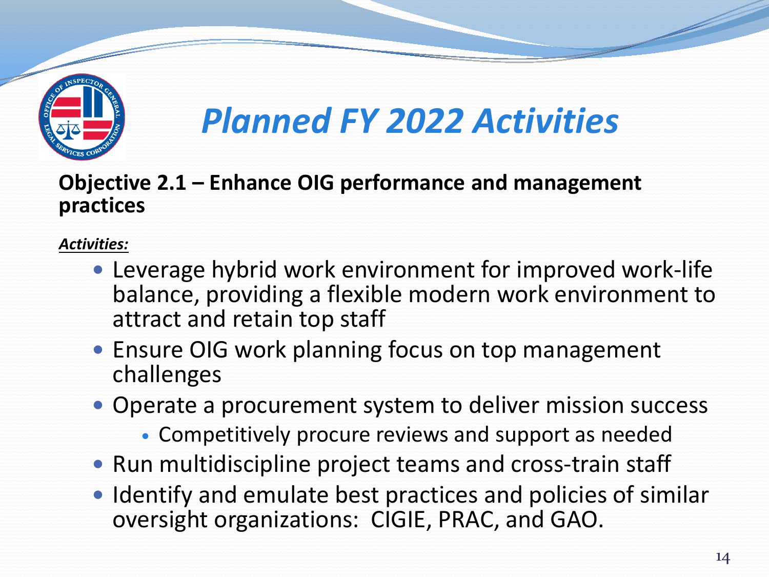# Planned FY 2022 Activities

**Objective 2.1 – Enhance OIG performance and management practices**

***Activities:***

- Leverage hybrid work environment for improved work-life balance, providing a flexible modern work environment to attract and retain top staff
- Ensure OIG work planning focus on top management challenges
- Operate a procurement system to deliver mission success
  - Competitively procure reviews and support as needed
- Run multidiscipline project teams and cross-train staff
- Identify and emulate best practices and policies of similar oversight organizations: CIGIE, PRAC, and GAO.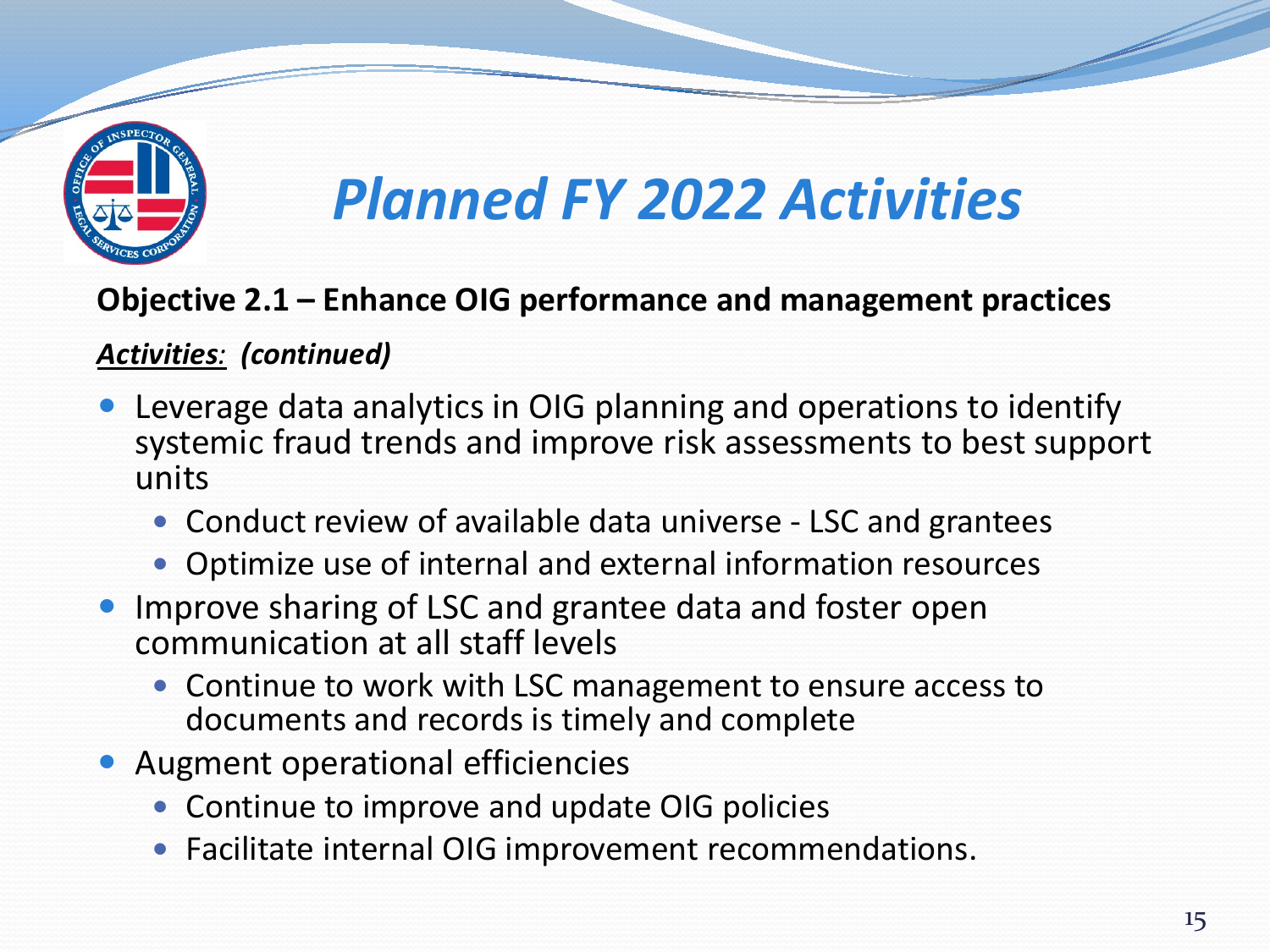# Planned FY 2022 Activities

**Objective 2.1 – Enhance OIG performance and management practices**

***Activities*: (continued)**

- Leverage data analytics in OIG planning and operations to identify systemic fraud trends and improve risk assessments to best support units
  - Conduct review of available data universe - LSC and grantees
  - Optimize use of internal and external information resources
- Improve sharing of LSC and grantee data and foster open communication at all staff levels
  - Continue to work with LSC management to ensure access to documents and records is timely and complete
- Augment operational efficiencies
  - Continue to improve and update OIG policies
  - Facilitate internal OIG improvement recommendations.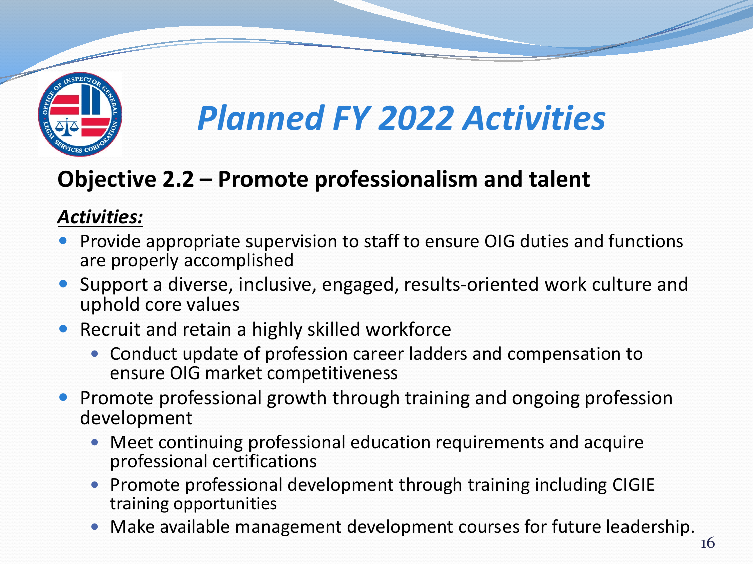# *Planned FY 2022 Activities*

## Objective 2.2 – Promote professionalism and talent

***Activities:***

- Provide appropriate supervision to staff to ensure OIG duties and functions are properly accomplished
- Support a diverse, inclusive, engaged, results-oriented work culture and uphold core values
- Recruit and retain a highly skilled workforce
  - Conduct update of profession career ladders and compensation to ensure OIG market competitiveness
- Promote professional growth through training and ongoing profession development
  - Meet continuing professional education requirements and acquire professional certifications
  - Promote professional development through training including CIGIE training opportunities
  - Make available management development courses for future leadership.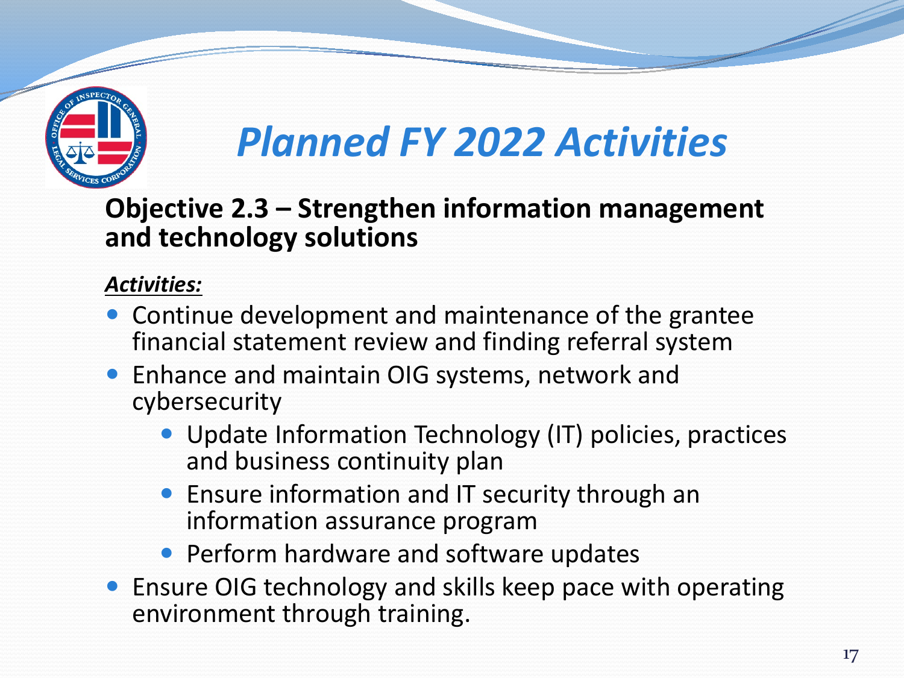# *Planned FY 2022 Activities*

## Objective 2.3 – Strengthen information management and technology solutions

***Activities:***

- Continue development and maintenance of the grantee financial statement review and finding referral system
- Enhance and maintain OIG systems, network and cybersecurity
  - Update Information Technology (IT) policies, practices and business continuity plan
  - Ensure information and IT security through an information assurance program
  - Perform hardware and software updates
- Ensure OIG technology and skills keep pace with operating environment through training.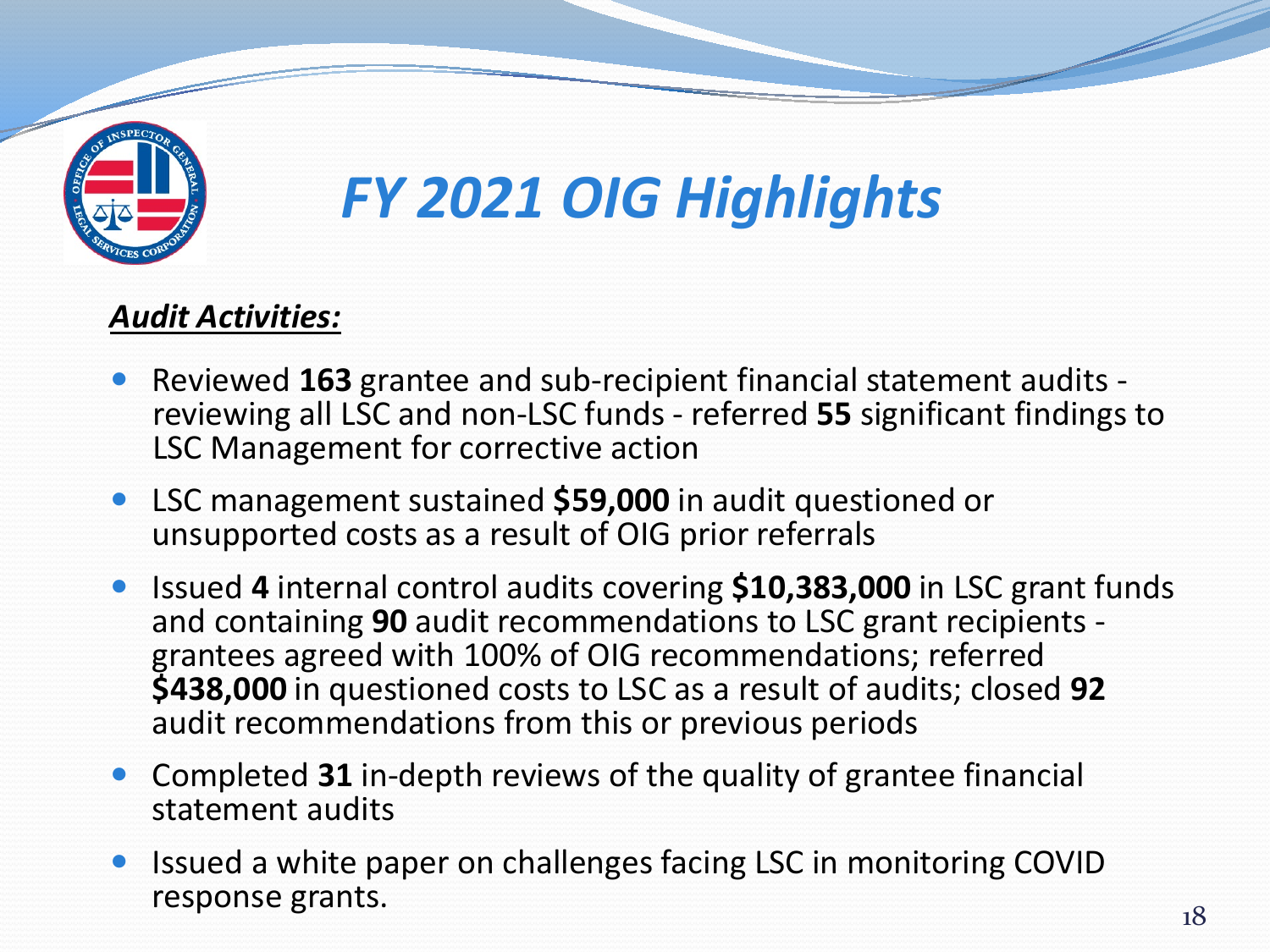# *FY 2021 OIG Highlights*

***Audit Activities:***

- Reviewed **163** grantee and sub-recipient financial statement audits - reviewing all LSC and non-LSC funds - referred **55** significant findings to LSC Management for corrective action
- LSC management sustained **$59,000** in audit questioned or unsupported costs as a result of OIG prior referrals
- Issued **4** internal control audits covering **$10,383,000** in LSC grant funds and containing **90** audit recommendations to LSC grant recipients - grantees agreed with 100% of OIG recommendations; referred **$438,000** in questioned costs to LSC as a result of audits; closed **92** audit recommendations from this or previous periods
- Completed **31** in-depth reviews of the quality of grantee financial statement audits
- Issued a white paper on challenges facing LSC in monitoring COVID response grants.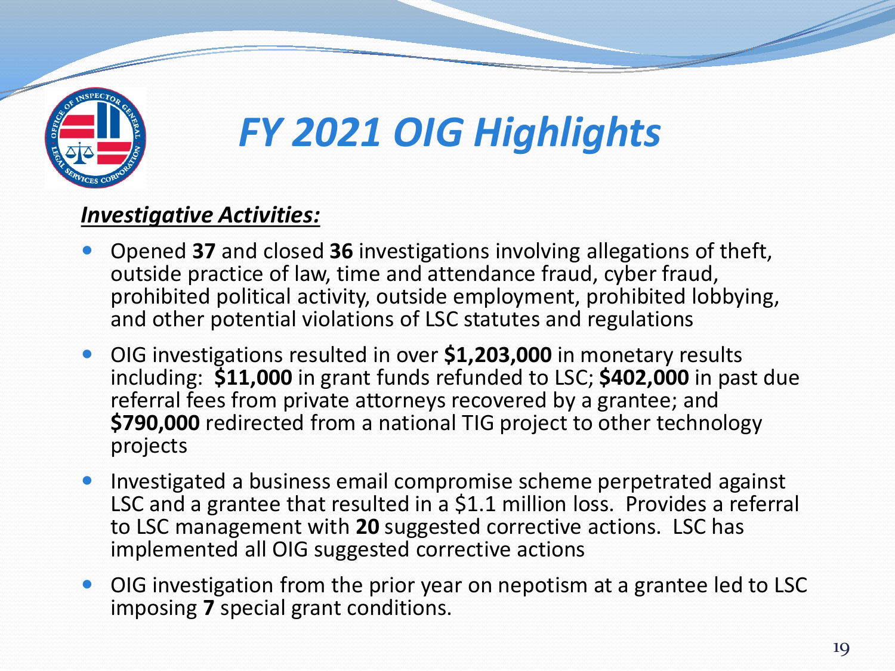# *FY 2021 OIG Highlights*

***Investigative Activities:***

- Opened **37** and closed **36** investigations involving allegations of theft, outside practice of law, time and attendance fraud, cyber fraud, prohibited political activity, outside employment, prohibited lobbying, and other potential violations of LSC statutes and regulations
- OIG investigations resulted in over **$1,203,000** in monetary results including: **$11,000** in grant funds refunded to LSC; **$402,000** in past due referral fees from private attorneys recovered by a grantee; and **$790,000** redirected from a national TIG project to other technology projects
- Investigated a business email compromise scheme perpetrated against LSC and a grantee that resulted in a $1.1 million loss. Provides a referral to LSC management with **20** suggested corrective actions. LSC has implemented all OIG suggested corrective actions
- OIG investigation from the prior year on nepotism at a grantee led to LSC imposing **7** special grant conditions.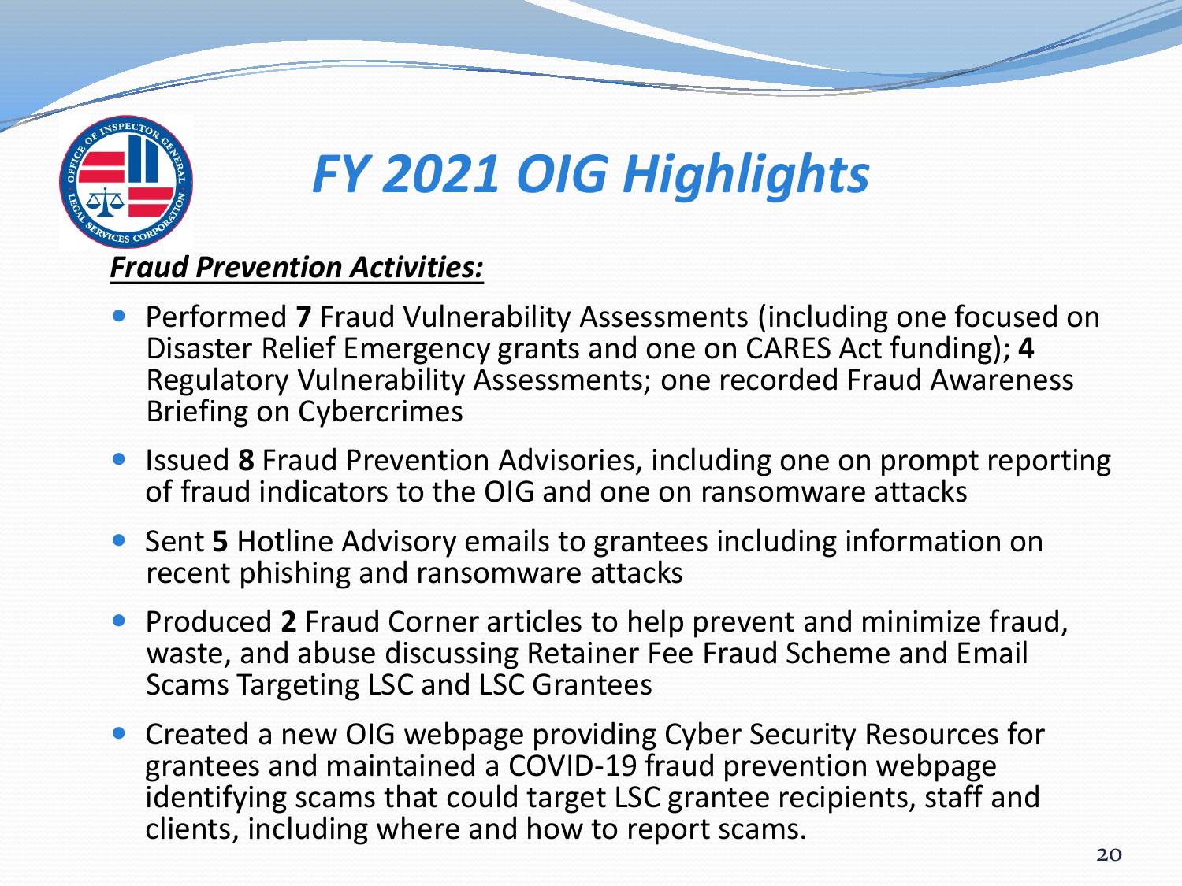# FY 2021 OIG Highlights

***Fraud Prevention Activities:***

- Performed **7** Fraud Vulnerability Assessments (including one focused on Disaster Relief Emergency grants and one on CARES Act funding); **4** Regulatory Vulnerability Assessments; one recorded Fraud Awareness Briefing on Cybercrimes
- Issued **8** Fraud Prevention Advisories, including one on prompt reporting of fraud indicators to the OIG and one on ransomware attacks
- Sent **5** Hotline Advisory emails to grantees including information on recent phishing and ransomware attacks
- Produced **2** Fraud Corner articles to help prevent and minimize fraud, waste, and abuse discussing Retainer Fee Fraud Scheme and Email Scams Targeting LSC and LSC Grantees
- Created a new OIG webpage providing Cyber Security Resources for grantees and maintained a COVID-19 fraud prevention webpage identifying scams that could target LSC grantee recipients, staff and clients, including where and how to report scams.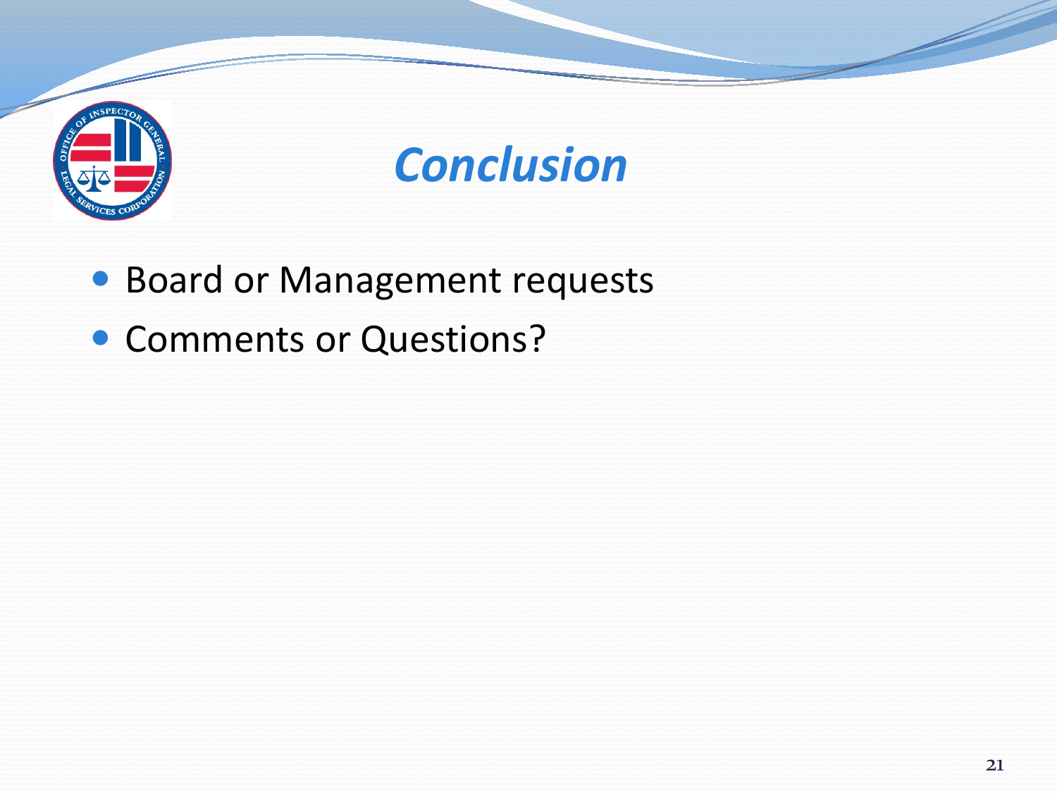# *Conclusion*

- Board or Management requests
- Comments or Questions?